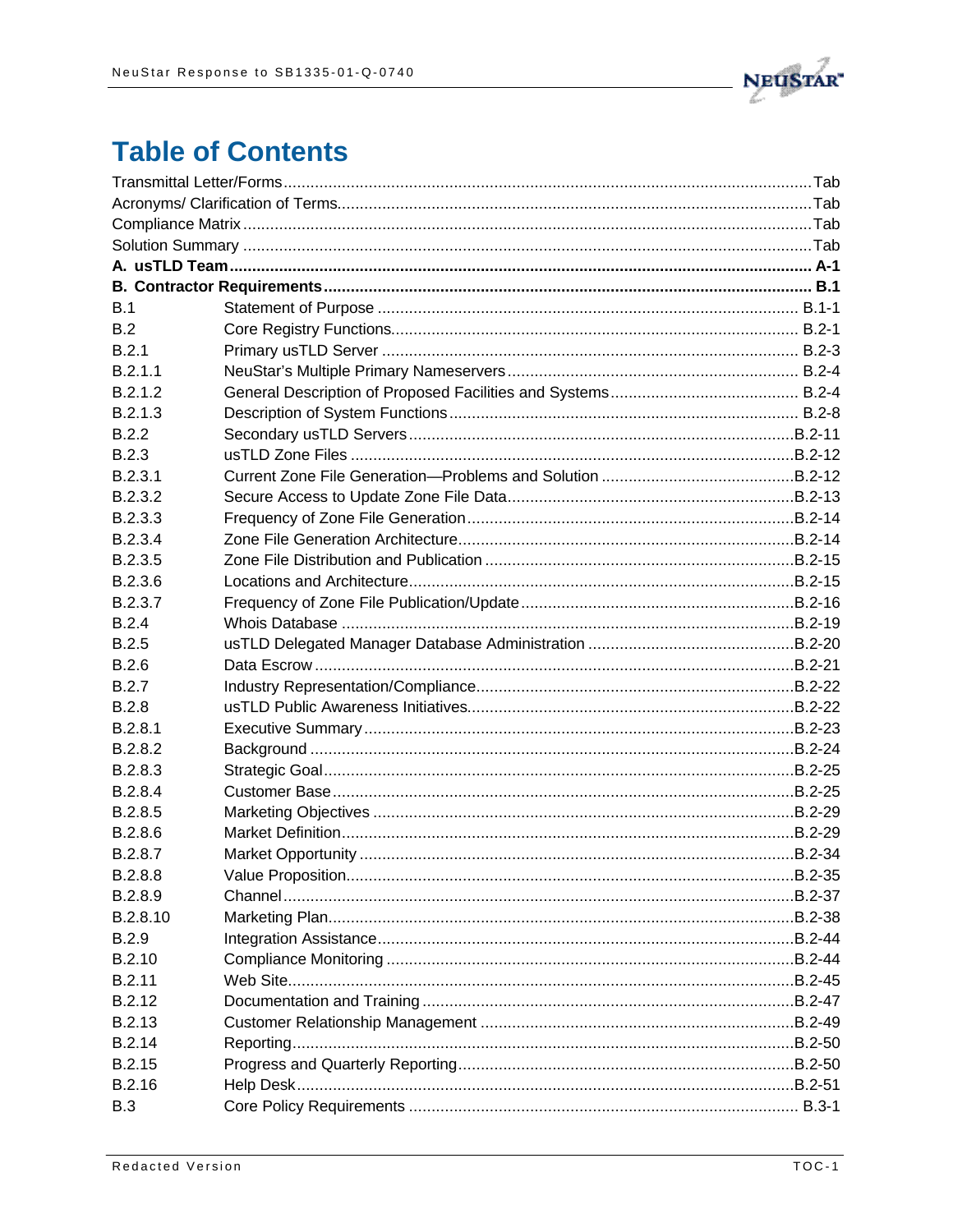# Table of Contents

| | | |
|---|---|---|
| Transmittal Letter/Forms | | Tab |
| Acronyms/ Clarification of Terms | | Tab |
| Compliance Matrix | | Tab |
| Solution Summary | | Tab |
| **A. usTLD Team** | | **A-1** |
| **B. Contractor Requirements** | | **B.1** |
| B.1 | Statement of Purpose | B.1-1 |
| B.2 | Core Registry Functions | B.2-1 |
| B.2.1 | Primary usTLD Server | B.2-3 |
| B.2.1.1 | NeuStar's Multiple Primary Nameservers | B.2-4 |
| B.2.1.2 | General Description of Proposed Facilities and Systems | B.2-4 |
| B.2.1.3 | Description of System Functions | B.2-8 |
| B.2.2 | Secondary usTLD Servers | B.2-11 |
| B.2.3 | usTLD Zone Files | B.2-12 |
| B.2.3.1 | Current Zone File Generation—Problems and Solution | B.2-12 |
| B.2.3.2 | Secure Access to Update Zone File Data | B.2-13 |
| B.2.3.3 | Frequency of Zone File Generation | B.2-14 |
| B.2.3.4 | Zone File Generation Architecture | B.2-14 |
| B.2.3.5 | Zone File Distribution and Publication | B.2-15 |
| B.2.3.6 | Locations and Architecture | B.2-15 |
| B.2.3.7 | Frequency of Zone File Publication/Update | B.2-16 |
| B.2.4 | Whois Database | B.2-19 |
| B.2.5 | usTLD Delegated Manager Database Administration | B.2-20 |
| B.2.6 | Data Escrow | B.2-21 |
| B.2.7 | Industry Representation/Compliance | B.2-22 |
| B.2.8 | usTLD Public Awareness Initiatives | B.2-22 |
| B.2.8.1 | Executive Summary | B.2-23 |
| B.2.8.2 | Background | B.2-24 |
| B.2.8.3 | Strategic Goal | B.2-25 |
| B.2.8.4 | Customer Base | B.2-25 |
| B.2.8.5 | Marketing Objectives | B.2-29 |
| B.2.8.6 | Market Definition | B.2-29 |
| B.2.8.7 | Market Opportunity | B.2-34 |
| B.2.8.8 | Value Proposition | B.2-35 |
| B.2.8.9 | Channel | B.2-37 |
| B.2.8.10 | Marketing Plan | B.2-38 |
| B.2.9 | Integration Assistance | B.2-44 |
| B.2.10 | Compliance Monitoring | B.2-44 |
| B.2.11 | Web Site | B.2-45 |
| B.2.12 | Documentation and Training | B.2-47 |
| B.2.13 | Customer Relationship Management | B.2-49 |
| B.2.14 | Reporting | B.2-50 |
| B.2.15 | Progress and Quarterly Reporting | B.2-50 |
| B.2.16 | Help Desk | B.2-51 |
| B.3 | Core Policy Requirements | B.3-1 |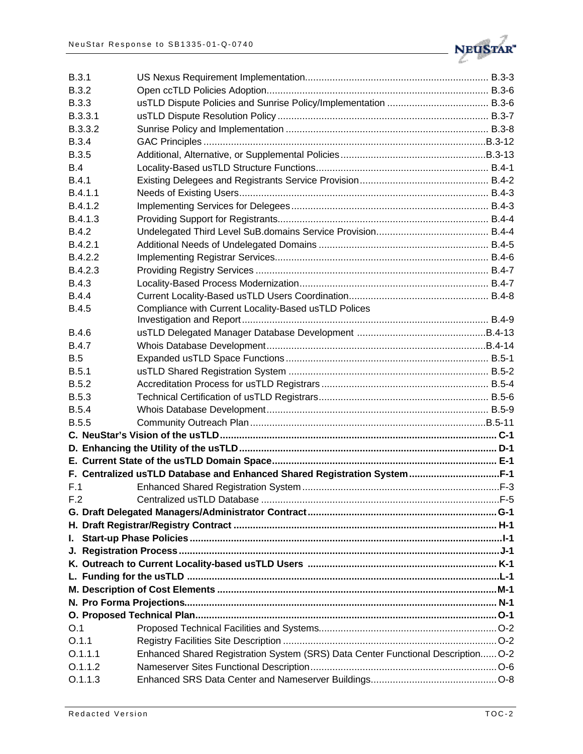| | | |
|---|---|---|
| B.3.1 | US Nexus Requirement Implementation | B.3-3 |
| B.3.2 | Open ccTLD Policies Adoption | B.3-6 |
| B.3.3 | usTLD Dispute Policies and Sunrise Policy/Implementation | B.3-6 |
| B.3.3.1 | usTLD Dispute Resolution Policy | B.3-7 |
| B.3.3.2 | Sunrise Policy and Implementation | B.3-8 |
| B.3.4 | GAC Principles | B.3-12 |
| B.3.5 | Additional, Alternative, or Supplemental Policies | B.3-13 |
| B.4 | Locality-Based usTLD Structure Functions | B.4-1 |
| B.4.1 | Existing Delegees and Registrants Service Provision | B.4-2 |
| B.4.1.1 | Needs of Existing Users | B.4-3 |
| B.4.1.2 | Implementing Services for Delegees | B.4-3 |
| B.4.1.3 | Providing Support for Registrants | B.4-4 |
| B.4.2 | Undelegated Third Level SuB.domains Service Provision | B.4-4 |
| B.4.2.1 | Additional Needs of Undelegated Domains | B.4-5 |
| B.4.2.2 | Implementing Registrar Services | B.4-6 |
| B.4.2.3 | Providing Registry Services | B.4-7 |
| B.4.3 | Locality-Based Process Modernization | B.4-7 |
| B.4.4 | Current Locality-Based usTLD Users Coordination | B.4-8 |
| B.4.5 | Compliance with Current Locality-Based usTLD Polices Investigation and Report | B.4-9 |
| B.4.6 | usTLD Delegated Manager Database Development | B.4-13 |
| B.4.7 | Whois Database Development | B.4-14 |
| B.5 | Expanded usTLD Space Functions | B.5-1 |
| B.5.1 | usTLD Shared Registration System | B.5-2 |
| B.5.2 | Accreditation Process for usTLD Registrars | B.5-4 |
| B.5.3 | Technical Certification of usTLD Registrars | B.5-6 |
| B.5.4 | Whois Database Development | B.5-9 |
| B.5.5 | Community Outreach Plan | B.5-11 |
| **C. NeuStar's Vision of the usTLD** | | **C-1** |
| **D. Enhancing the Utility of the usTLD** | | **D-1** |
| **E. Current State of the usTLD Domain Space** | | **E-1** |
| **F. Centralized usTLD Database and Enhanced Shared Registration System** | | **F-1** |
| F.1 | Enhanced Shared Registration System | F-3 |
| F.2 | Centralized usTLD Database | F-5 |
| **G. Draft Delegated Managers/Administrator Contract** | | **G-1** |
| **H. Draft Registrar/Registry Contract** | | **H-1** |
| **I. Start-up Phase Policies** | | **I-1** |
| **J. Registration Process** | | **J-1** |
| **K. Outreach to Current Locality-based usTLD Users** | | **K-1** |
| **L. Funding for the usTLD** | | **L-1** |
| **M. Description of Cost Elements** | | **M-1** |
| **N. Pro Forma Projections** | | **N-1** |
| **O. Proposed Technical Plan** | | **O-1** |
| O.1 | Proposed Technical Facilities and Systems | O-2 |
| O.1.1 | Registry Facilities Site Description | O-2 |
| O.1.1.1 | Enhanced Shared Registration System (SRS) Data Center Functional Description | O-2 |
| O.1.1.2 | Nameserver Sites Functional Description | O-6 |
| O.1.1.3 | Enhanced SRS Data Center and Nameserver Buildings | O-8 |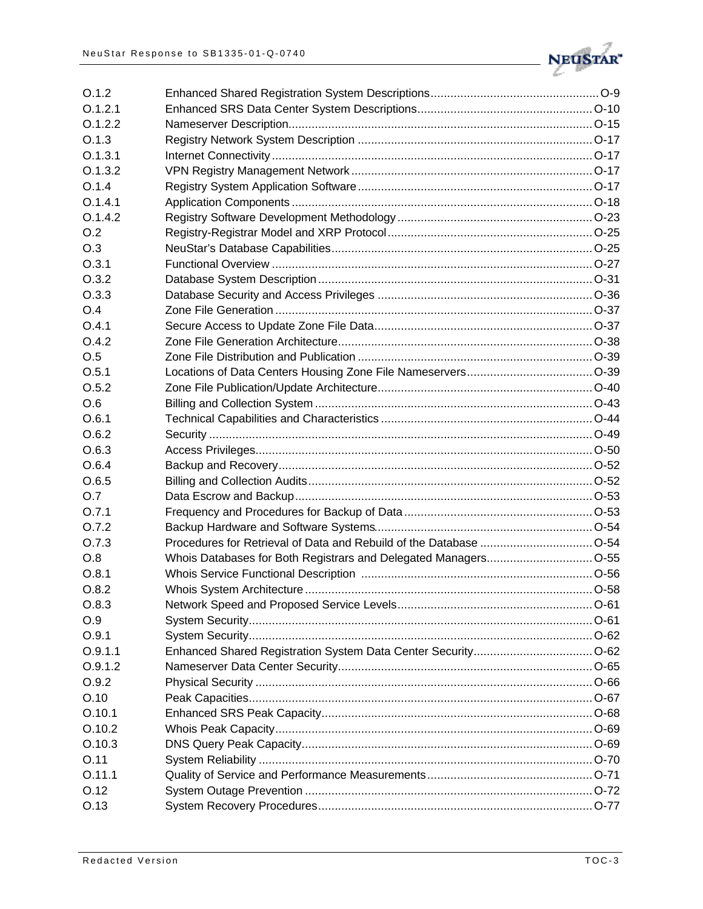| | | |
|---|---|---|
| O.1.2 | Enhanced Shared Registration System Descriptions | O-9 |
| O.1.2.1 | Enhanced SRS Data Center System Descriptions | O-10 |
| O.1.2.2 | Nameserver Description | O-15 |
| O.1.3 | Registry Network System Description | O-17 |
| O.1.3.1 | Internet Connectivity | O-17 |
| O.1.3.2 | VPN Registry Management Network | O-17 |
| O.1.4 | Registry System Application Software | O-17 |
| O.1.4.1 | Application Components | O-18 |
| O.1.4.2 | Registry Software Development Methodology | O-23 |
| O.2 | Registry-Registrar Model and XRP Protocol | O-25 |
| O.3 | NeuStar's Database Capabilities | O-25 |
| O.3.1 | Functional Overview | O-27 |
| O.3.2 | Database System Description | O-31 |
| O.3.3 | Database Security and Access Privileges | O-36 |
| O.4 | Zone File Generation | O-37 |
| O.4.1 | Secure Access to Update Zone File Data | O-37 |
| O.4.2 | Zone File Generation Architecture | O-38 |
| O.5 | Zone File Distribution and Publication | O-39 |
| O.5.1 | Locations of Data Centers Housing Zone File Nameservers | O-39 |
| O.5.2 | Zone File Publication/Update Architecture | O-40 |
| O.6 | Billing and Collection System | O-43 |
| O.6.1 | Technical Capabilities and Characteristics | O-44 |
| O.6.2 | Security | O-49 |
| O.6.3 | Access Privileges | O-50 |
| O.6.4 | Backup and Recovery | O-52 |
| O.6.5 | Billing and Collection Audits | O-52 |
| O.7 | Data Escrow and Backup | O-53 |
| O.7.1 | Frequency and Procedures for Backup of Data | O-53 |
| O.7.2 | Backup Hardware and Software Systems | O-54 |
| O.7.3 | Procedures for Retrieval of Data and Rebuild of the Database | O-54 |
| O.8 | Whois Databases for Both Registrars and Delegated Managers | O-55 |
| O.8.1 | Whois Service Functional Description | O-56 |
| O.8.2 | Whois System Architecture | O-58 |
| O.8.3 | Network Speed and Proposed Service Levels | O-61 |
| O.9 | System Security | O-61 |
| O.9.1 | System Security | O-62 |
| O.9.1.1 | Enhanced Shared Registration System Data Center Security | O-62 |
| O.9.1.2 | Nameserver Data Center Security | O-65 |
| O.9.2 | Physical Security | O-66 |
| O.10 | Peak Capacities | O-67 |
| O.10.1 | Enhanced SRS Peak Capacity | O-68 |
| O.10.2 | Whois Peak Capacity | O-69 |
| O.10.3 | DNS Query Peak Capacity | O-69 |
| O.11 | System Reliability | O-70 |
| O.11.1 | Quality of Service and Performance Measurements | O-71 |
| O.12 | System Outage Prevention | O-72 |
| O.13 | System Recovery Procedures | O-77 |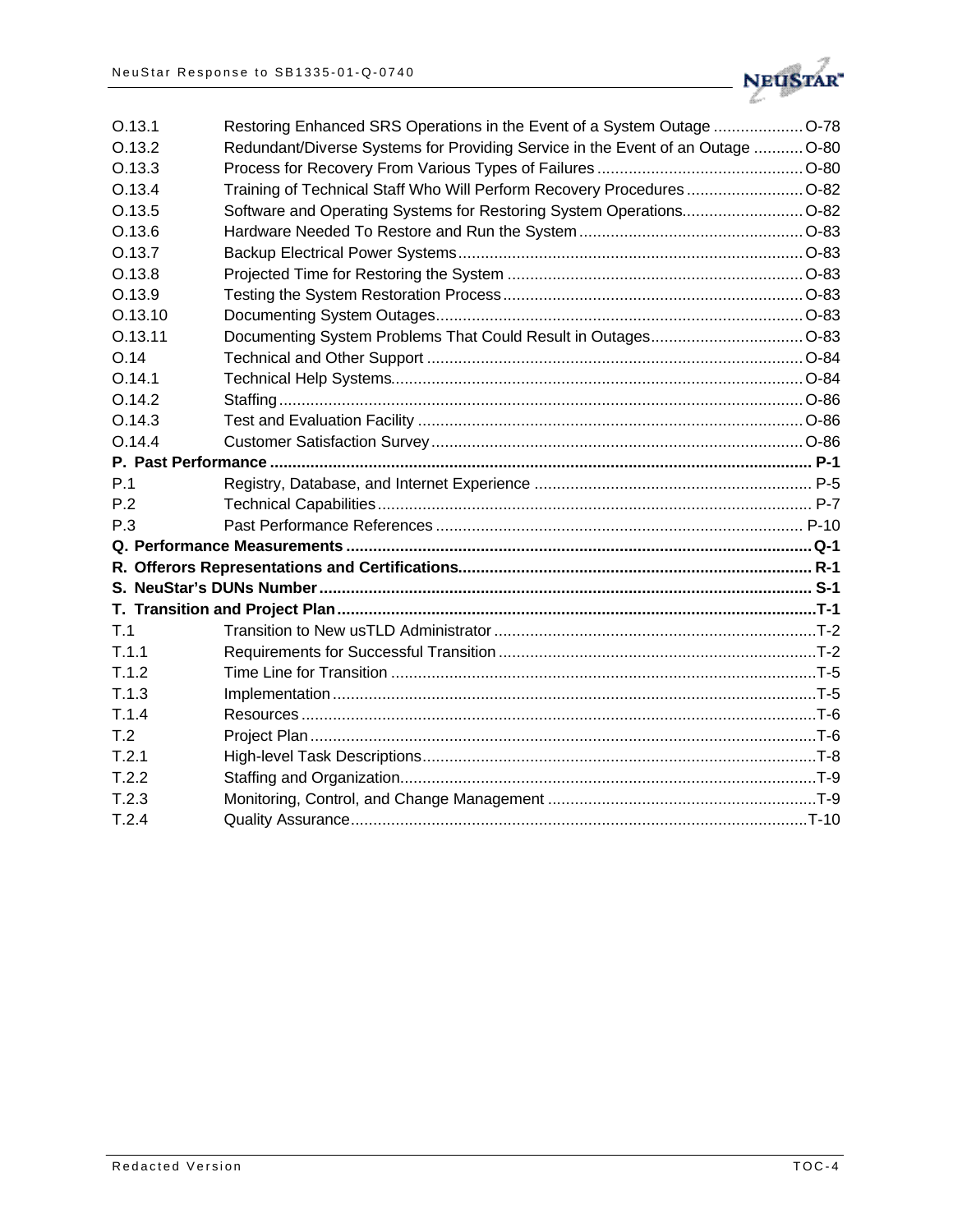| | | |
|---|---|---|
| O.13.1 | Restoring Enhanced SRS Operations in the Event of a System Outage | O-78 |
| O.13.2 | Redundant/Diverse Systems for Providing Service in the Event of an Outage | O-80 |
| O.13.3 | Process for Recovery From Various Types of Failures | O-80 |
| O.13.4 | Training of Technical Staff Who Will Perform Recovery Procedures | O-82 |
| O.13.5 | Software and Operating Systems for Restoring System Operations | O-82 |
| O.13.6 | Hardware Needed To Restore and Run the System | O-83 |
| O.13.7 | Backup Electrical Power Systems | O-83 |
| O.13.8 | Projected Time for Restoring the System | O-83 |
| O.13.9 | Testing the System Restoration Process | O-83 |
| O.13.10 | Documenting System Outages | O-83 |
| O.13.11 | Documenting System Problems That Could Result in Outages | O-83 |
| O.14 | Technical and Other Support | O-84 |
| O.14.1 | Technical Help Systems | O-84 |
| O.14.2 | Staffing | O-86 |
| O.14.3 | Test and Evaluation Facility | O-86 |
| O.14.4 | Customer Satisfaction Survey | O-86 |
| **P. Past Performance** | | **P-1** |
| P.1 | Registry, Database, and Internet Experience | P-5 |
| P.2 | Technical Capabilities | P-7 |
| P.3 | Past Performance References | P-10 |
| **Q. Performance Measurements** | | **Q-1** |
| **R. Offerors Representations and Certifications** | | **R-1** |
| **S. NeuStar's DUNs Number** | | **S-1** |
| **T. Transition and Project Plan** | | **T-1** |
| T.1 | Transition to New usTLD Administrator | T-2 |
| T.1.1 | Requirements for Successful Transition | T-2 |
| T.1.2 | Time Line for Transition | T-5 |
| T.1.3 | Implementation | T-5 |
| T.1.4 | Resources | T-6 |
| T.2 | Project Plan | T-6 |
| T.2.1 | High-level Task Descriptions | T-8 |
| T.2.2 | Staffing and Organization | T-9 |
| T.2.3 | Monitoring, Control, and Change Management | T-9 |
| T.2.4 | Quality Assurance | T-10 |